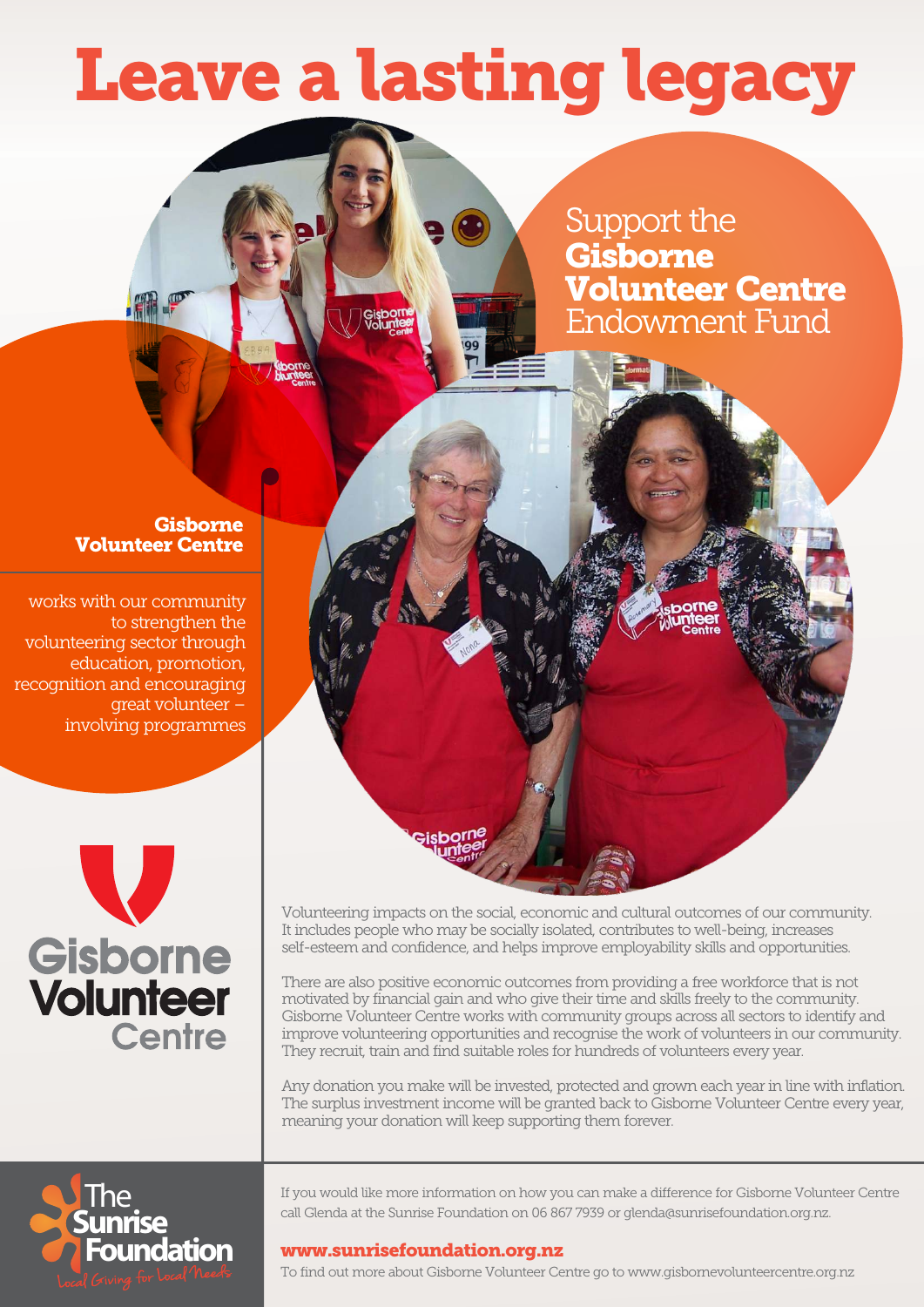# Leave a lasting legacy

## Support the **Gisborne Volunteer Centre** Endowment Fund

**Gisborne Volunteer Centre**

works with our community to strengthen the volunteering sector through education, promotion, recognition and encouraging great volunteer – involving programmes

Gisborne Volunteer Centre

Volunteering impacts on the social, economic and cultural outcomes of our community. It includes people who may be socially isolated, contributes to well-being, increases self-esteem and confidence, and helps improve employability skills and opportunities.

There are also positive economic outcomes from providing a free workforce that is not motivated by financial gain and who give their time and skills freely to the community. Gisborne Volunteer Centre works with community groups across all sectors to identify and improve volunteering opportunities and recognise the work of volunteers in our community. They recruit, train and find suitable roles for hundreds of volunteers every year.

Any donation you make will be invested, protected and grown each year in line with inflation. The surplus investment income will be granted back to Gisborne Volunteer Centre every year, meaning your donation will keep supporting them forever.

The Sunrise Foundation
*Local Giving for Local Needs*

If you would like more information on how you can make a difference for Gisborne Volunteer Centre call Glenda at the Sunrise Foundation on 06 867 7939 or glenda@sunrisefoundation.org.nz.

**www.sunrisefoundation.org.nz**

To find out more about Gisborne Volunteer Centre go to www.gisbornevolunteercentre.org.nz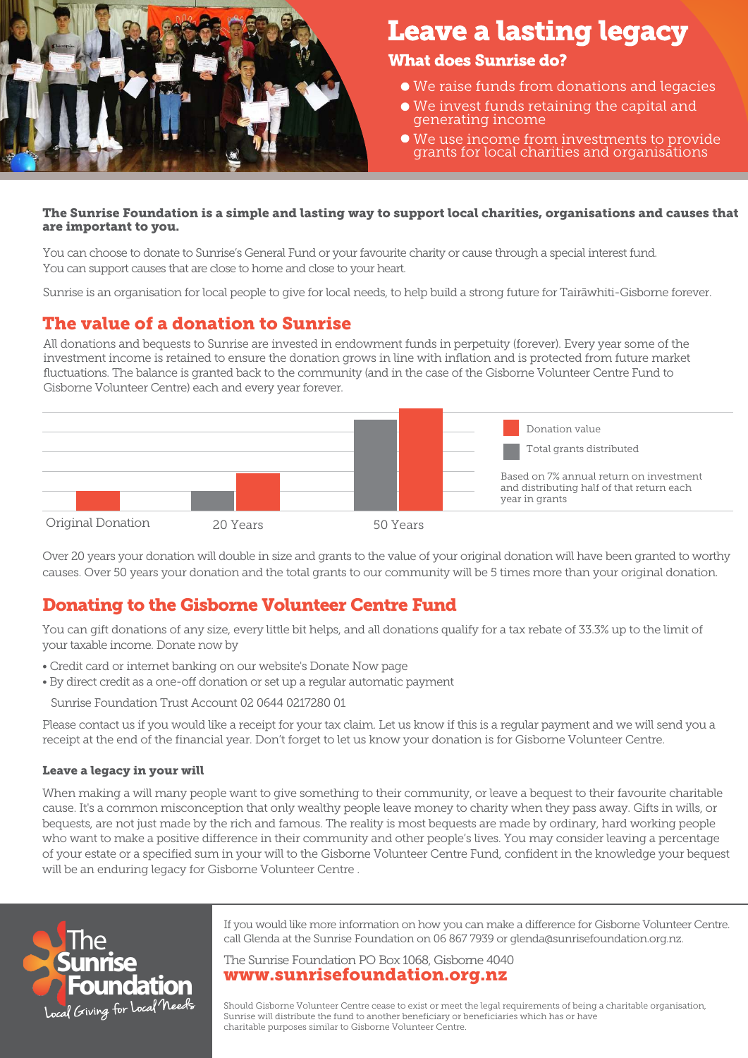# Leave a lasting legacy

## What does Sunrise do?

- We raise funds from donations and legacies
- We invest funds retaining the capital and generating income
- We use income from investments to provide grants for local charities and organisations

**The Sunrise Foundation is a simple and lasting way to support local charities, organisations and causes that are important to you.**

You can choose to donate to Sunrise's General Fund or your favourite charity or cause through a special interest fund. You can support causes that are close to home and close to your heart.

Sunrise is an organisation for local people to give for local needs, to help build a strong future for Tairāwhiti-Gisborne forever.

## The value of a donation to Sunrise

All donations and bequests to Sunrise are invested in endowment funds in perpetuity (forever). Every year some of the investment income is retained to ensure the donation grows in line with inflation and is protected from future market fluctuations. The balance is granted back to the community (and in the case of the Gisborne Volunteer Centre Fund to Gisborne Volunteer Centre) each and every year forever.

Donation value
Total grants distributed
Based on 7% annual return on investment and distributing half of that return each year in grants
Original Donation
20 Years
50 Years

Over 20 years your donation will double in size and grants to the value of your original donation will have been granted to worthy causes. Over 50 years your donation and the total grants to our community will be 5 times more than your original donation.

## Donating to the Gisborne Volunteer Centre Fund

You can gift donations of any size, every little bit helps, and all donations qualify for a tax rebate of 33.3% up to the limit of your taxable income. Donate now by

- Credit card or internet banking on our website's Donate Now page
- By direct credit as a one-off donation or set up a regular automatic payment

Sunrise Foundation Trust Account 02 0644 0217280 01

Please contact us if you would like a receipt for your tax claim. Let us know if this is a regular payment and we will send you a receipt at the end of the financial year. Don't forget to let us know your donation is for Gisborne Volunteer Centre.

### Leave a legacy in your will

When making a will many people want to give something to their community, or leave a bequest to their favourite charitable cause. It's a common misconception that only wealthy people leave money to charity when they pass away. Gifts in wills, or bequests, are not just made by the rich and famous. The reality is most bequests are made by ordinary, hard working people who want to make a positive difference in their community and other people's lives. You may consider leaving a percentage of your estate or a specified sum in your will to the Gisborne Volunteer Centre Fund, confident in the knowledge your bequest will be an enduring legacy for Gisborne Volunteer Centre .

The Sunrise Foundation
Local Giving for Local Needs

If you would like more information on how you can make a difference for Gisborne Volunteer Centre. call Glenda at the Sunrise Foundation on 06 867 7939 or glenda@sunrisefoundation.org.nz.

The Sunrise Foundation PO Box 1068, Gisborne 4040
**www.sunrisefoundation.org.nz**

Should Gisborne Volunteer Centre cease to exist or meet the legal requirements of being a charitable organisation, Sunrise will distribute the fund to another beneficiary or beneficiaries which has or have charitable purposes similar to Gisborne Volunteer Centre.